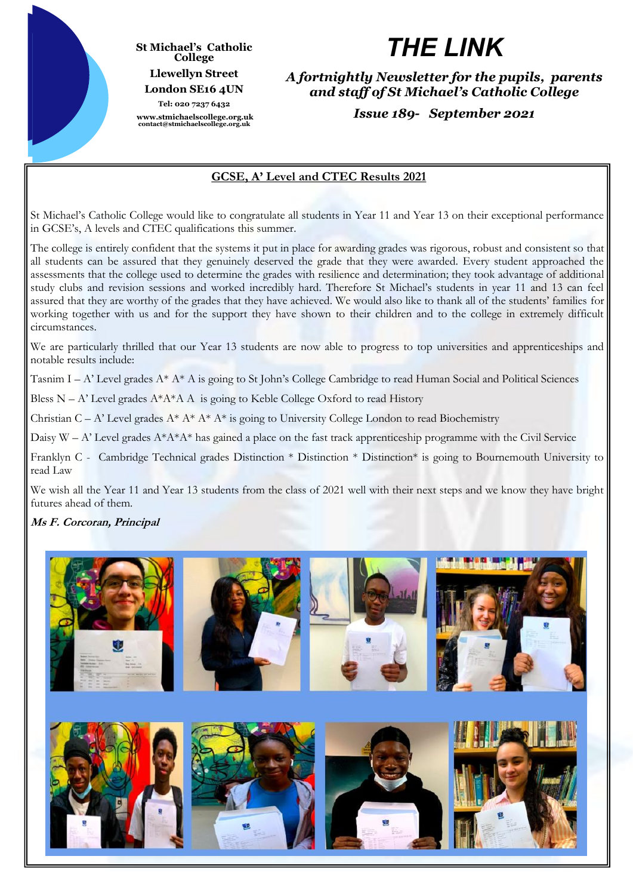St Michael's Catholic College
Llewellyn Street
London SE16 4UN
Tel: 020 7237 6432
www.stmichaelscollege.org.uk
contact@stmichaelscollege.org.uk

# THE LINK

***A fortnightly Newsletter for the pupils, parents and staff of St Michael's Catholic College***

***Issue 189- September 2021***

## GCSE, A' Level and CTEC Results 2021

St Michael's Catholic College would like to congratulate all students in Year 11 and Year 13 on their exceptional performance in GCSE's, A levels and CTEC qualifications this summer.

The college is entirely confident that the systems it put in place for awarding grades was rigorous, robust and consistent so that all students can be assured that they genuinely deserved the grade that they were awarded. Every student approached the assessments that the college used to determine the grades with resilience and determination; they took advantage of additional study clubs and revision sessions and worked incredibly hard. Therefore St Michael's students in year 11 and 13 can feel assured that they are worthy of the grades that they have achieved. We would also like to thank all of the students' families for working together with us and for the support they have shown to their children and to the college in extremely difficult circumstances.

We are particularly thrilled that our Year 13 students are now able to progress to top universities and apprenticeships and notable results include:

Tasnim I – A' Level grades A* A* A is going to St John's College Cambridge to read Human Social and Political Sciences

Bless N – A' Level grades A*A*A A is going to Keble College Oxford to read History

Christian C – A' Level grades A* A* A* A* is going to University College London to read Biochemistry

Daisy W – A' Level grades A*A*A* has gained a place on the fast track apprenticeship programme with the Civil Service

Franklyn C - Cambridge Technical grades Distinction * Distinction * Distinction* is going to Bournemouth University to read Law

We wish all the Year 11 and Year 13 students from the class of 2021 well with their next steps and we know they have bright futures ahead of them.

***Ms F. Corcoran, Principal***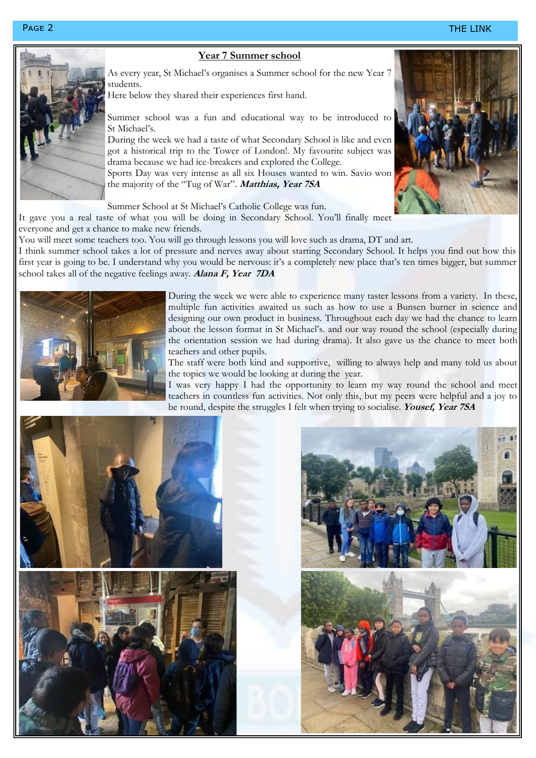## Year 7 Summer school

As every year, St Michael's organises a Summer school for the new Year 7 students.
Here below they shared their experiences first hand.

Summer school was a fun and educational way to be introduced to St Michael's.
During the week we had a taste of what Secondary School is like and even got a historical trip to the Tower of London!. My favourite subject was drama because we had ice-breakers and explored the College.
Sports Day was very intense as all six Houses wanted to win. Savio won the majority of the "Tug of War". ***Matthias, Year 7SA***

Summer School at St Michael's Catholic College was fun.
It gave you a real taste of what you will be doing in Secondary School. You'll finally meet everyone and get a chance to make new friends.
You will meet some teachers too. You will go through lessons you will love such as drama, DT and art.
I think summer school takes a lot of pressure and nerves away about starting Secondary School. It helps you find out how this first year is going to be. I understand why you would be nervous: it's a completely new place that's ten times bigger, but summer school takes all of the negative feelings away. ***Alana F, Year 7DA***

During the week we were able to experience many taster lessons from a variety. In these, multiple fun activities awaited us such as how to use a Bunsen burner in science and designing our own product in business. Throughout each day we had the chance to learn about the lesson format in St Michael's. and our way round the school (especially during the orientation session we had during drama). It also gave us the chance to meet both teachers and other pupils.
The staff were both kind and supportive, willing to always help and many told us about the topics we would be looking at during the year.
I was very happy I had the opportunity to learn my way round the school and meet teachers in countless fun activities. Not only this, but my peers were helpful and a joy to be round, despite the struggles I felt when trying to socialise. ***Yousef, Year 7SA***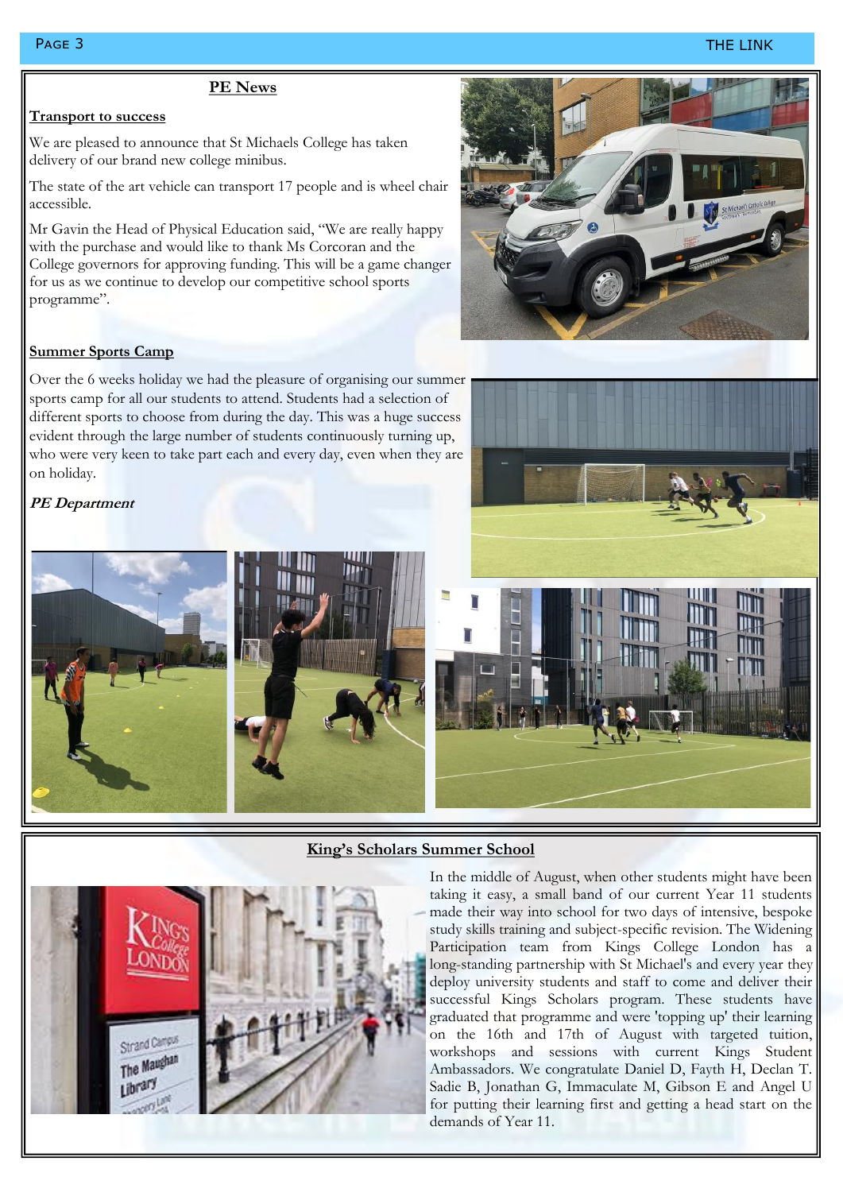## PE News

### Transport to success

We are pleased to announce that St Michaels College has taken delivery of our brand new college minibus.

The state of the art vehicle can transport 17 people and is wheel chair accessible.

Mr Gavin the Head of Physical Education said, "We are really happy with the purchase and would like to thank Ms Corcoran and the College governors for approving funding. This will be a game changer for us as we continue to develop our competitive school sports programme".

### Summer Sports Camp

Over the 6 weeks holiday we had the pleasure of organising our summer sports camp for all our students to attend. Students had a selection of different sports to choose from during the day. This was a huge success evident through the large number of students continuously turning up, who were very keen to take part each and every day, even when they are on holiday.

***PE Department***

## King's Scholars Summer School

In the middle of August, when other students might have been taking it easy, a small band of our current Year 11 students made their way into school for two days of intensive, bespoke study skills training and subject-specific revision. The Widening Participation team from Kings College London has a long-standing partnership with St Michael's and every year they deploy university students and staff to come and deliver their successful Kings Scholars program. These students have graduated that programme and were 'topping up' their learning on the 16th and 17th of August with targeted tuition, workshops and sessions with current Kings Student Ambassadors. We congratulate Daniel D, Fayth H, Declan T. Sadie B, Jonathan G, Immaculate M, Gibson E and Angel U for putting their learning first and getting a head start on the demands of Year 11.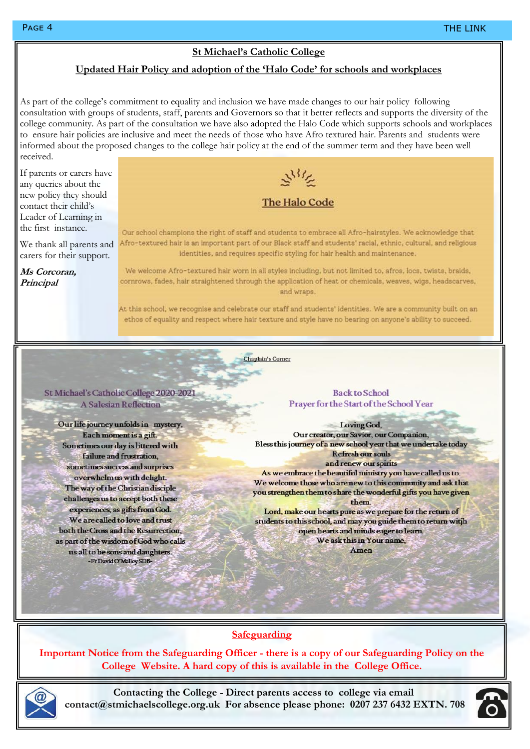## St Michael's Catholic College

## Updated Hair Policy and adoption of the 'Halo Code' for schools and workplaces

As part of the college's commitment to equality and inclusion we have made changes to our hair policy following consultation with groups of students, staff, parents and Governors so that it better reflects and supports the diversity of the college community. As part of the consultation we have also adopted the Halo Code which supports schools and workplaces to ensure hair policies are inclusive and meet the needs of those who have Afro textured hair. Parents and students were informed about the proposed changes to the college hair policy at the end of the summer term and they have been well received.

If parents or carers have any queries about the new policy they should contact their child's Leader of Learning in the first instance.

We thank all parents and carers for their support.

***Ms Corcoran, Principal***

### The Halo Code

Our school champions the right of staff and students to embrace all Afro-hairstyles. We acknowledge that Afro-textured hair is an important part of our Black staff and students' racial, ethnic, cultural, and religious identities, and requires specific styling for hair health and maintenance.

We welcome Afro-textured hair worn in all styles including, but not limited to, afros, locs, twists, braids, cornrows, fades, hair straightened through the application of heat or chemicals, weaves, wigs, headscarves, and wraps.

At this school, we recognise and celebrate our staff and students' identities. We are a community built on an ethos of equality and respect where hair texture and style have no bearing on anyone's ability to succeed.

## Chaplain's Corner

### St Michael's Catholic College 2020-2021
### A Salesian Reflection

Our life journey unfolds in mystery.
Each moment is a gift.
Sometimes our day is littered with failure and frustration,
sometimes success and surprises overwhelm us with delight.
The way of the Christian disciple challenges us to accept both these experiences, as gifts from God.
We are called to love and trust both the Cross and the Resurrection,
as part of the wisdom of God who calls us all to be sons and daughters.
-Fr David O'Malley SDB-

### Back to School
### Prayer for the Start of the School Year

Loving God,
Our creator, our Savior, our Companion,
Bless this journey of a new school year that we undertake today
Refresh our souls
and renew our spirits
As we embrace the beautiful ministry you have called us to.
We welcome those who are new to this community and ask that you strengthen them to share the wonderful gifts you have given them.
Lord, make our hearts pure as we prepare for the return of students to this school, and may you guide them to return witjh open hearts and minds eager to learn.
We ask this in Your name,
Amen

## Safeguarding

**Important Notice from the Safeguarding Officer - there is a copy of our Safeguarding Policy on the College Website. A hard copy of this is available in the College Office.**

**Contacting the College - Direct parents access to college via email contact@stmichaelscollege.org.uk For absence please phone: 0207 237 6432 EXTN. 708**